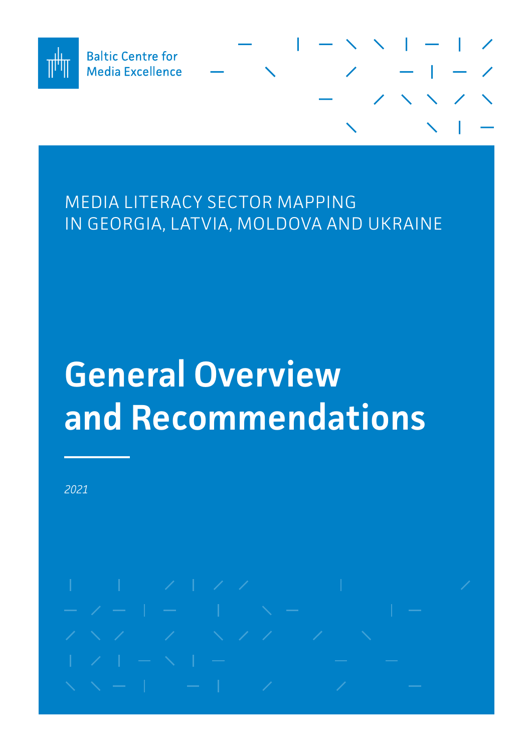Baltic Centre for
Media Excellence

MEDIA LITERACY SECTOR MAPPING
IN GEORGIA, LATVIA, MOLDOVA AND UKRAINE

# General Overview and Recommendations

*2021*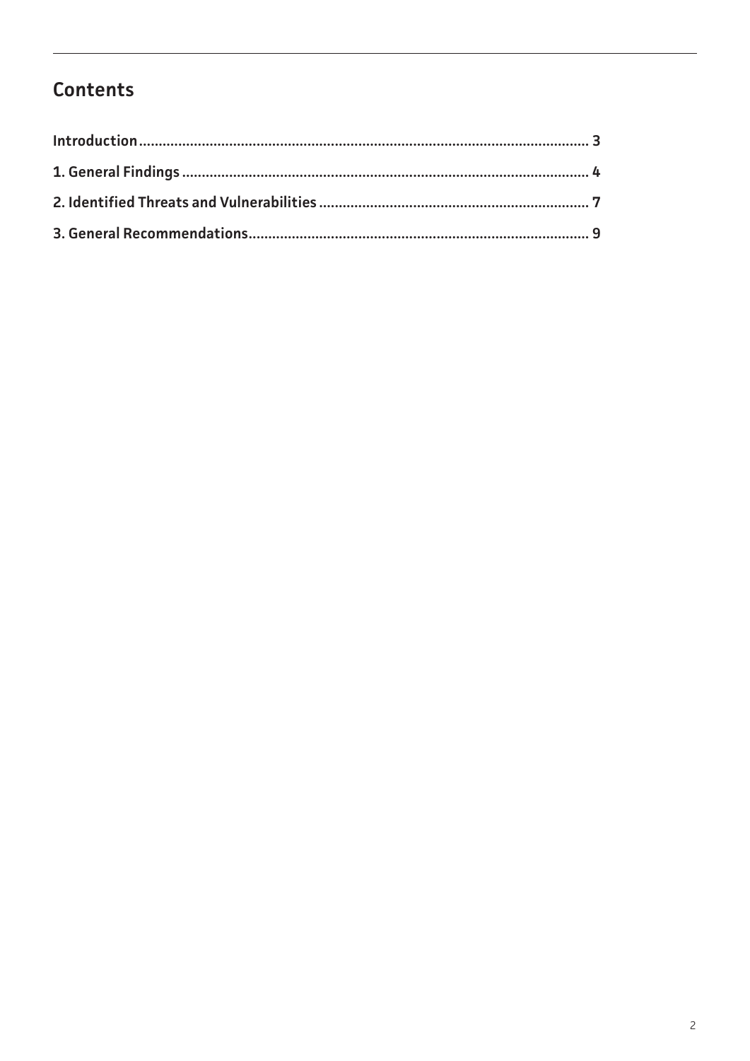## Contents

**Introduction** ........................................................................................................ 3

**1. General Findings** ............................................................................................. 4

**2. Identified Threats and Vulnerabilities** ........................................................... 7

**3. General Recommendations** ............................................................................ 9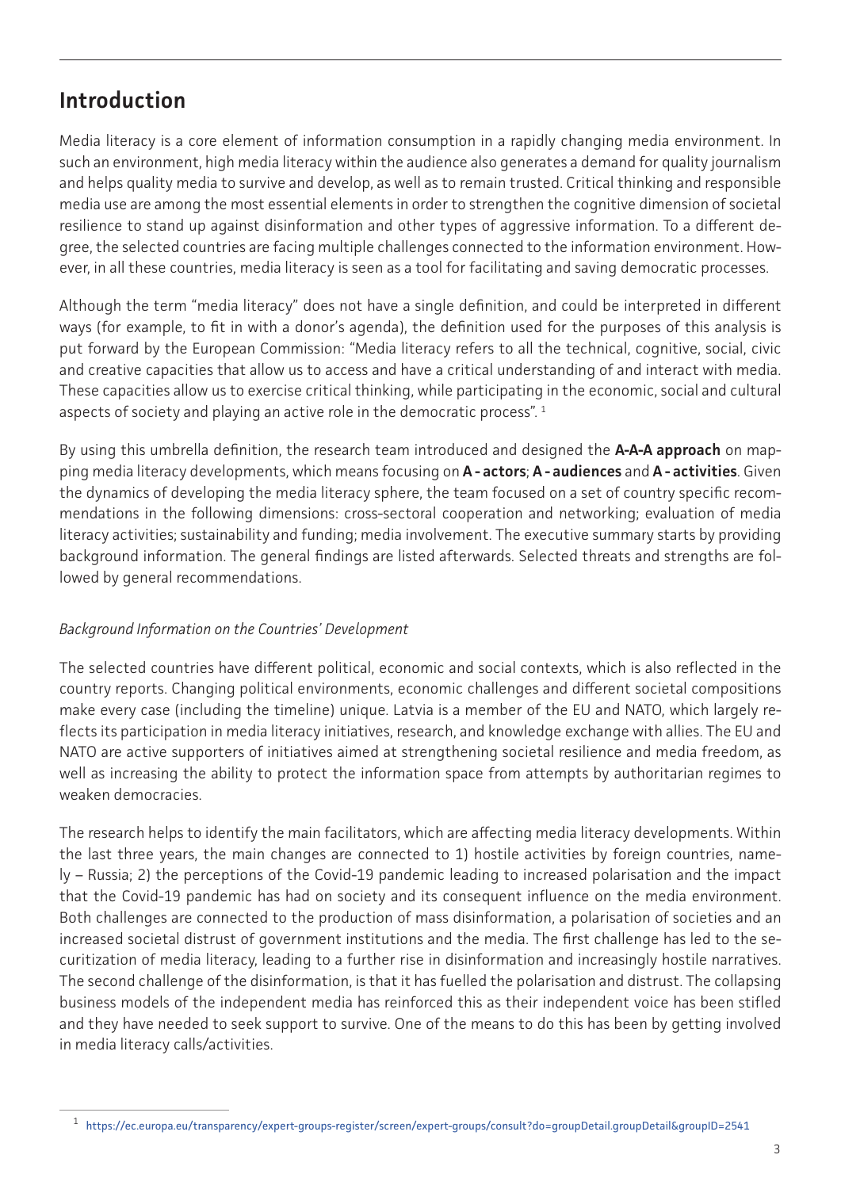## Introduction

Media literacy is a core element of information consumption in a rapidly changing media environment. In such an environment, high media literacy within the audience also generates a demand for quality journalism and helps quality media to survive and develop, as well as to remain trusted. Critical thinking and responsible media use are among the most essential elements in order to strengthen the cognitive dimension of societal resilience to stand up against disinformation and other types of aggressive information. To a different degree, the selected countries are facing multiple challenges connected to the information environment. However, in all these countries, media literacy is seen as a tool for facilitating and saving democratic processes.

Although the term "media literacy" does not have a single definition, and could be interpreted in different ways (for example, to fit in with a donor's agenda), the definition used for the purposes of this analysis is put forward by the European Commission: "Media literacy refers to all the technical, cognitive, social, civic and creative capacities that allow us to access and have a critical understanding of and interact with media. These capacities allow us to exercise critical thinking, while participating in the economic, social and cultural aspects of society and playing an active role in the democratic process".[1]

By using this umbrella definition, the research team introduced and designed the **A-A-A approach** on mapping media literacy developments, which means focusing on **A - actors**; **A - audiences** and **A - activities**. Given the dynamics of developing the media literacy sphere, the team focused on a set of country specific recommendations in the following dimensions: cross-sectoral cooperation and networking; evaluation of media literacy activities; sustainability and funding; media involvement. The executive summary starts by providing background information. The general findings are listed afterwards. Selected threats and strengths are followed by general recommendations.

*Background Information on the Countries' Development*

The selected countries have different political, economic and social contexts, which is also reflected in the country reports. Changing political environments, economic challenges and different societal compositions make every case (including the timeline) unique. Latvia is a member of the EU and NATO, which largely reflects its participation in media literacy initiatives, research, and knowledge exchange with allies. The EU and NATO are active supporters of initiatives aimed at strengthening societal resilience and media freedom, as well as increasing the ability to protect the information space from attempts by authoritarian regimes to weaken democracies.

The research helps to identify the main facilitators, which are affecting media literacy developments. Within the last three years, the main changes are connected to 1) hostile activities by foreign countries, namely – Russia; 2) the perceptions of the Covid-19 pandemic leading to increased polarisation and the impact that the Covid-19 pandemic has had on society and its consequent influence on the media environment. Both challenges are connected to the production of mass disinformation, a polarisation of societies and an increased societal distrust of government institutions and the media. The first challenge has led to the securitization of media literacy, leading to a further rise in disinformation and increasingly hostile narratives. The second challenge of the disinformation, is that it has fuelled the polarisation and distrust. The collapsing business models of the independent media has reinforced this as their independent voice has been stifled and they have needed to seek support to survive. One of the means to do this has been by getting involved in media literacy calls/activities.

[1] https://ec.europa.eu/transparency/expert-groups-register/screen/expert-groups/consult?do=groupDetail.groupDetail&groupID=2541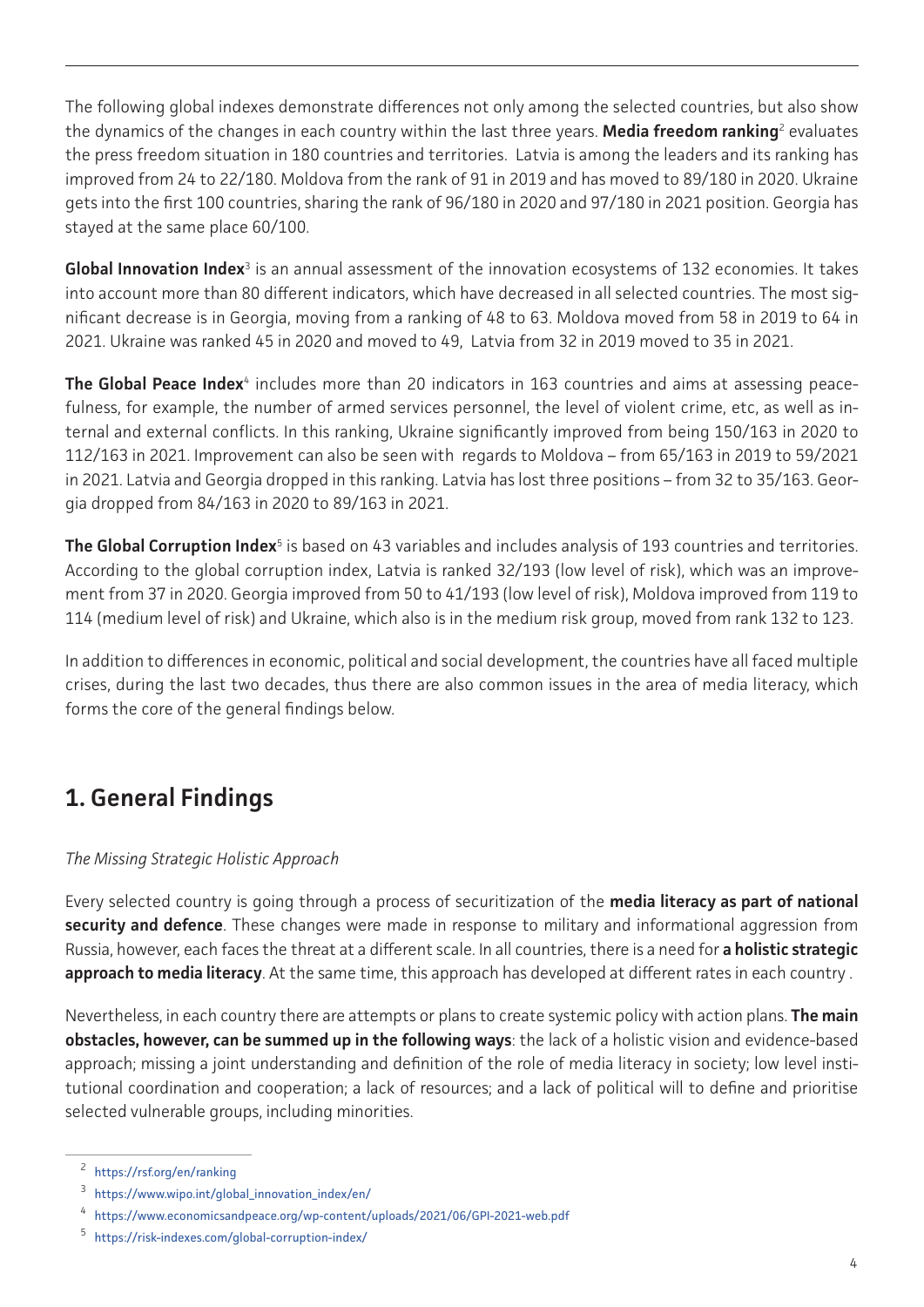The following global indexes demonstrate differences not only among the selected countries, but also show the dynamics of the changes in each country within the last three years. **Media freedom ranking**[2] evaluates the press freedom situation in 180 countries and territories. Latvia is among the leaders and its ranking has improved from 24 to 22/180. Moldova from the rank of 91 in 2019 and has moved to 89/180 in 2020. Ukraine gets into the first 100 countries, sharing the rank of 96/180 in 2020 and 97/180 in 2021 position. Georgia has stayed at the same place 60/100.

**Global Innovation Index**[3] is an annual assessment of the innovation ecosystems of 132 economies. It takes into account more than 80 different indicators, which have decreased in all selected countries. The most significant decrease is in Georgia, moving from a ranking of 48 to 63. Moldova moved from 58 in 2019 to 64 in 2021. Ukraine was ranked 45 in 2020 and moved to 49, Latvia from 32 in 2019 moved to 35 in 2021.

**The Global Peace Index**[4] includes more than 20 indicators in 163 countries and aims at assessing peacefulness, for example, the number of armed services personnel, the level of violent crime, etc, as well as internal and external conflicts. In this ranking, Ukraine significantly improved from being 150/163 in 2020 to 112/163 in 2021. Improvement can also be seen with regards to Moldova – from 65/163 in 2019 to 59/2021 in 2021. Latvia and Georgia dropped in this ranking. Latvia has lost three positions – from 32 to 35/163. Georgia dropped from 84/163 in 2020 to 89/163 in 2021.

**The Global Corruption Index**[5] is based on 43 variables and includes analysis of 193 countries and territories. According to the global corruption index, Latvia is ranked 32/193 (low level of risk), which was an improvement from 37 in 2020. Georgia improved from 50 to 41/193 (low level of risk), Moldova improved from 119 to 114 (medium level of risk) and Ukraine, which also is in the medium risk group, moved from rank 132 to 123.

In addition to differences in economic, political and social development, the countries have all faced multiple crises, during the last two decades, thus there are also common issues in the area of media literacy, which forms the core of the general findings below.

## 1. General Findings

*The Missing Strategic Holistic Approach*

Every selected country is going through a process of securitization of the **media literacy as part of national security and defence**. These changes were made in response to military and informational aggression from Russia, however, each faces the threat at a different scale. In all countries, there is a need for **a holistic strategic approach to media literacy**. At the same time, this approach has developed at different rates in each country .

Nevertheless, in each country there are attempts or plans to create systemic policy with action plans. **The main obstacles, however, can be summed up in the following ways**: the lack of a holistic vision and evidence-based approach; missing a joint understanding and definition of the role of media literacy in society; low level institutional coordination and cooperation; a lack of resources; and a lack of political will to define and prioritise selected vulnerable groups, including minorities.

---

[2] https://rsf.org/en/ranking

[3] https://www.wipo.int/global_innovation_index/en/

[4] https://www.economicsandpeace.org/wp-content/uploads/2021/06/GPI-2021-web.pdf

[5] https://risk-indexes.com/global-corruption-index/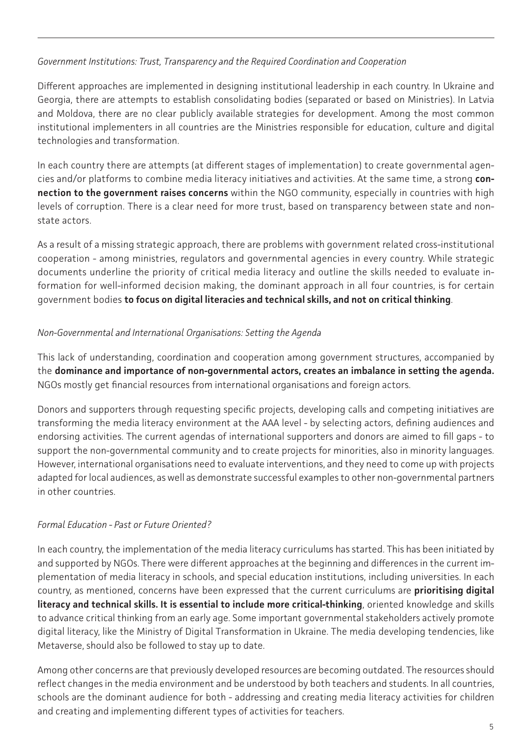*Government Institutions: Trust, Transparency and the Required Coordination and Cooperation*

Different approaches are implemented in designing institutional leadership in each country. In Ukraine and Georgia, there are attempts to establish consolidating bodies (separated or based on Ministries). In Latvia and Moldova, there are no clear publicly available strategies for development. Among the most common institutional implementers in all countries are the Ministries responsible for education, culture and digital technologies and transformation.

In each country there are attempts (at different stages of implementation) to create governmental agencies and/or platforms to combine media literacy initiatives and activities. At the same time, a strong **connection to the government raises concerns** within the NGO community, especially in countries with high levels of corruption. There is a clear need for more trust, based on transparency between state and non-state actors.

As a result of a missing strategic approach, there are problems with government related cross-institutional cooperation - among ministries, regulators and governmental agencies in every country. While strategic documents underline the priority of critical media literacy and outline the skills needed to evaluate information for well-informed decision making, the dominant approach in all four countries, is for certain government bodies **to focus on digital literacies and technical skills, and not on critical thinking**.

*Non-Governmental and International Organisations: Setting the Agenda*

This lack of understanding, coordination and cooperation among government structures, accompanied by the **dominance and importance of non-governmental actors, creates an imbalance in setting the agenda.** NGOs mostly get financial resources from international organisations and foreign actors.

Donors and supporters through requesting specific projects, developing calls and competing initiatives are transforming the media literacy environment at the AAA level - by selecting actors, defining audiences and endorsing activities. The current agendas of international supporters and donors are aimed to fill gaps - to support the non-governmental community and to create projects for minorities, also in minority languages. However, international organisations need to evaluate interventions, and they need to come up with projects adapted for local audiences, as well as demonstrate successful examples to other non-governmental partners in other countries.

*Formal Education - Past or Future Oriented?*

In each country, the implementation of the media literacy curriculums has started. This has been initiated by and supported by NGOs. There were different approaches at the beginning and differences in the current implementation of media literacy in schools, and special education institutions, including universities. In each country, as mentioned, concerns have been expressed that the current curriculums are **prioritising digital literacy and technical skills. It is essential to include more critical-thinking**, oriented knowledge and skills to advance critical thinking from an early age. Some important governmental stakeholders actively promote digital literacy, like the Ministry of Digital Transformation in Ukraine. The media developing tendencies, like Metaverse, should also be followed to stay up to date.

Among other concerns are that previously developed resources are becoming outdated. The resources should reflect changes in the media environment and be understood by both teachers and students. In all countries, schools are the dominant audience for both - addressing and creating media literacy activities for children and creating and implementing different types of activities for teachers.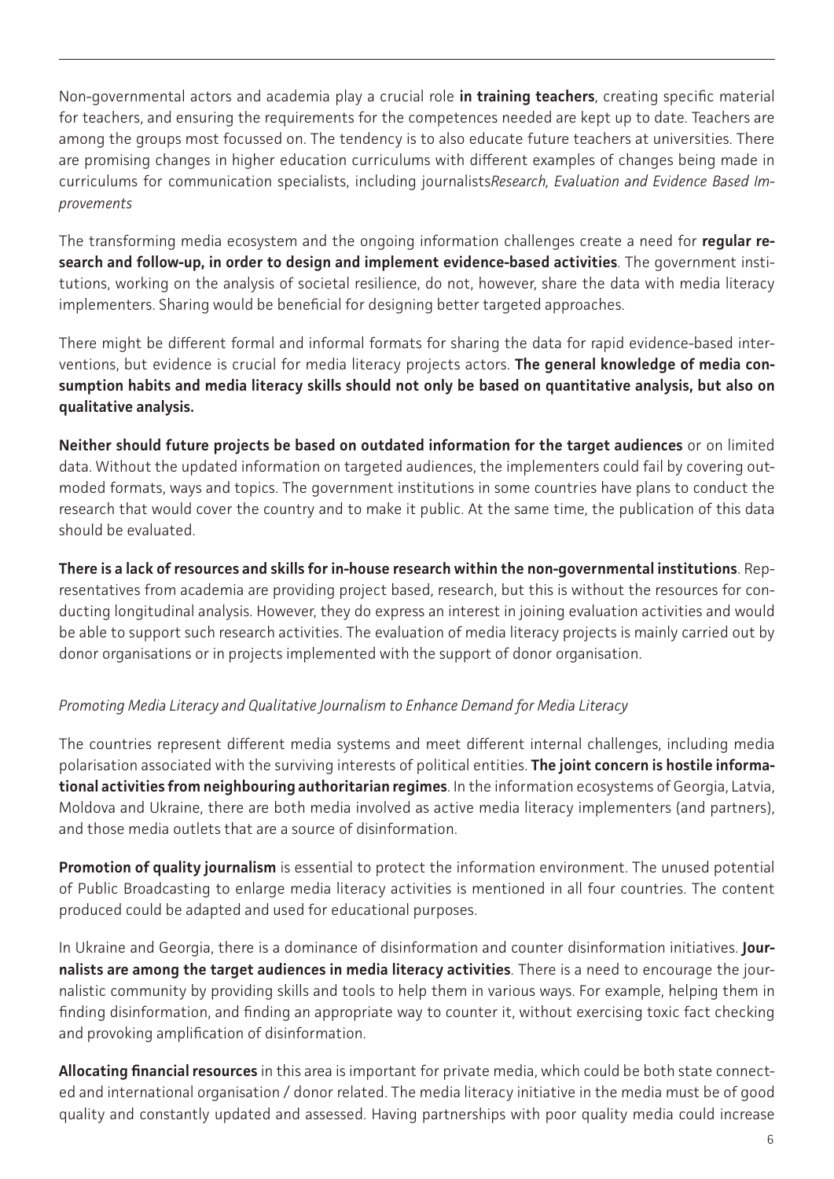Non-governmental actors and academia play a crucial role **in training teachers**, creating specific material for teachers, and ensuring the requirements for the competences needed are kept up to date. Teachers are among the groups most focussed on. The tendency is to also educate future teachers at universities. There are promising changes in higher education curriculums with different examples of changes being made in curriculums for communication specialists, including journalists*Research, Evaluation and Evidence Based Improvements*

The transforming media ecosystem and the ongoing information challenges create a need for **regular research and follow-up, in order to design and implement evidence-based activities**. The government institutions, working on the analysis of societal resilience, do not, however, share the data with media literacy implementers. Sharing would be beneficial for designing better targeted approaches.

There might be different formal and informal formats for sharing the data for rapid evidence-based interventions, but evidence is crucial for media literacy projects actors. **The general knowledge of media consumption habits and media literacy skills should not only be based on quantitative analysis, but also on qualitative analysis.**

**Neither should future projects be based on outdated information for the target audiences** or on limited data. Without the updated information on targeted audiences, the implementers could fail by covering outmoded formats, ways and topics. The government institutions in some countries have plans to conduct the research that would cover the country and to make it public. At the same time, the publication of this data should be evaluated.

**There is a lack of resources and skills for in-house research within the non-governmental institutions**. Representatives from academia are providing project based, research, but this is without the resources for conducting longitudinal analysis. However, they do express an interest in joining evaluation activities and would be able to support such research activities. The evaluation of media literacy projects is mainly carried out by donor organisations or in projects implemented with the support of donor organisation.

*Promoting Media Literacy and Qualitative Journalism to Enhance Demand for Media Literacy*

The countries represent different media systems and meet different internal challenges, including media polarisation associated with the surviving interests of political entities. **The joint concern is hostile informational activities from neighbouring authoritarian regimes**. In the information ecosystems of Georgia, Latvia, Moldova and Ukraine, there are both media involved as active media literacy implementers (and partners), and those media outlets that are a source of disinformation.

**Promotion of quality journalism** is essential to protect the information environment. The unused potential of Public Broadcasting to enlarge media literacy activities is mentioned in all four countries. The content produced could be adapted and used for educational purposes.

In Ukraine and Georgia, there is a dominance of disinformation and counter disinformation initiatives. **Journalists are among the target audiences in media literacy activities**. There is a need to encourage the journalistic community by providing skills and tools to help them in various ways. For example, helping them in finding disinformation, and finding an appropriate way to counter it, without exercising toxic fact checking and provoking amplification of disinformation.

**Allocating financial resources** in this area is important for private media, which could be both state connected and international organisation / donor related. The media literacy initiative in the media must be of good quality and constantly updated and assessed. Having partnerships with poor quality media could increase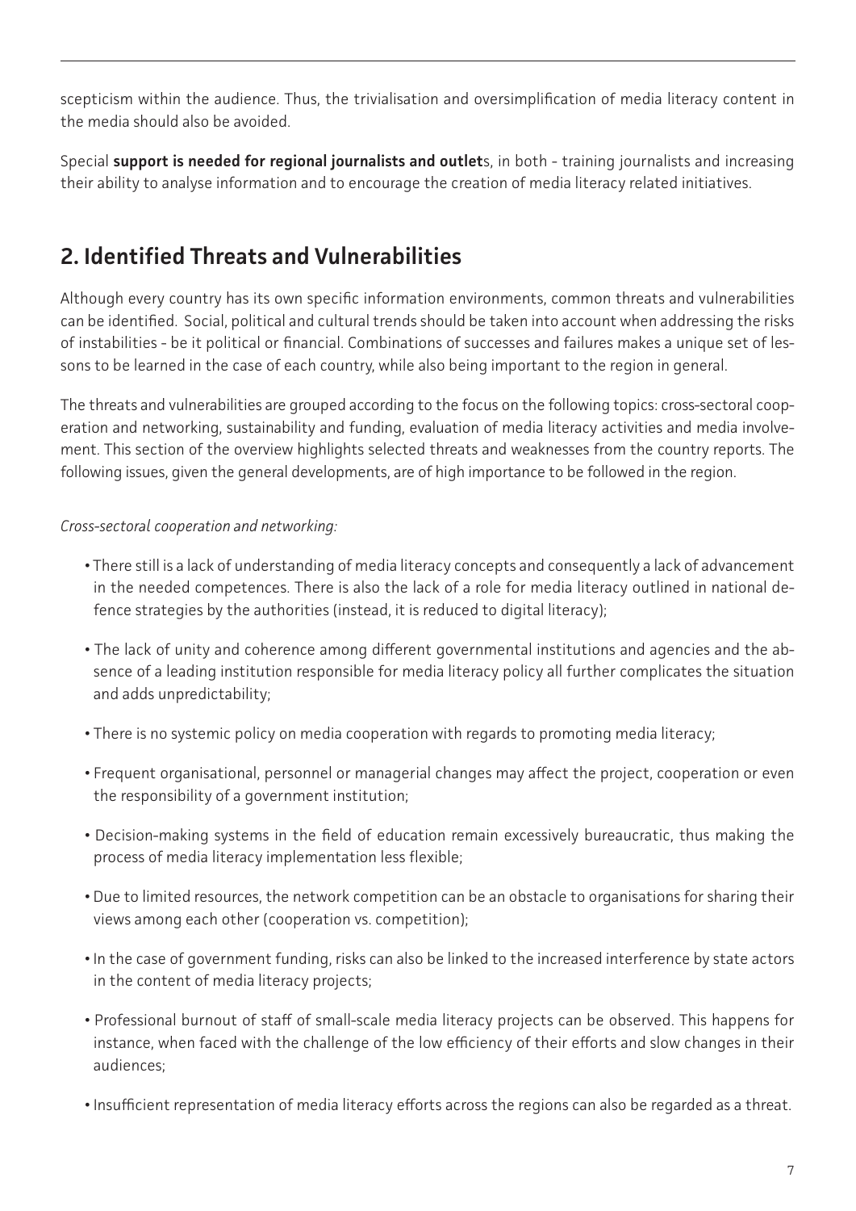scepticism within the audience. Thus, the trivialisation and oversimplification of media literacy content in the media should also be avoided.

Special **support is needed for regional journalists and outlet**s, in both - training journalists and increasing their ability to analyse information and to encourage the creation of media literacy related initiatives.

## 2. Identified Threats and Vulnerabilities

Although every country has its own specific information environments, common threats and vulnerabilities can be identified. Social, political and cultural trends should be taken into account when addressing the risks of instabilities - be it political or financial. Combinations of successes and failures makes a unique set of lessons to be learned in the case of each country, while also being important to the region in general.

The threats and vulnerabilities are grouped according to the focus on the following topics: cross-sectoral cooperation and networking, sustainability and funding, evaluation of media literacy activities and media involvement. This section of the overview highlights selected threats and weaknesses from the country reports. The following issues, given the general developments, are of high importance to be followed in the region.

*Cross-sectoral cooperation and networking:*

- There still is a lack of understanding of media literacy concepts and consequently a lack of advancement in the needed competences. There is also the lack of a role for media literacy outlined in national defence strategies by the authorities (instead, it is reduced to digital literacy);
- The lack of unity and coherence among different governmental institutions and agencies and the absence of a leading institution responsible for media literacy policy all further complicates the situation and adds unpredictability;
- There is no systemic policy on media cooperation with regards to promoting media literacy;
- Frequent organisational, personnel or managerial changes may affect the project, cooperation or even the responsibility of a government institution;
- Decision-making systems in the field of education remain excessively bureaucratic, thus making the process of media literacy implementation less flexible;
- Due to limited resources, the network competition can be an obstacle to organisations for sharing their views among each other (cooperation vs. competition);
- In the case of government funding, risks can also be linked to the increased interference by state actors in the content of media literacy projects;
- Professional burnout of staff of small-scale media literacy projects can be observed. This happens for instance, when faced with the challenge of the low efficiency of their efforts and slow changes in their audiences;
- Insufficient representation of media literacy efforts across the regions can also be regarded as a threat.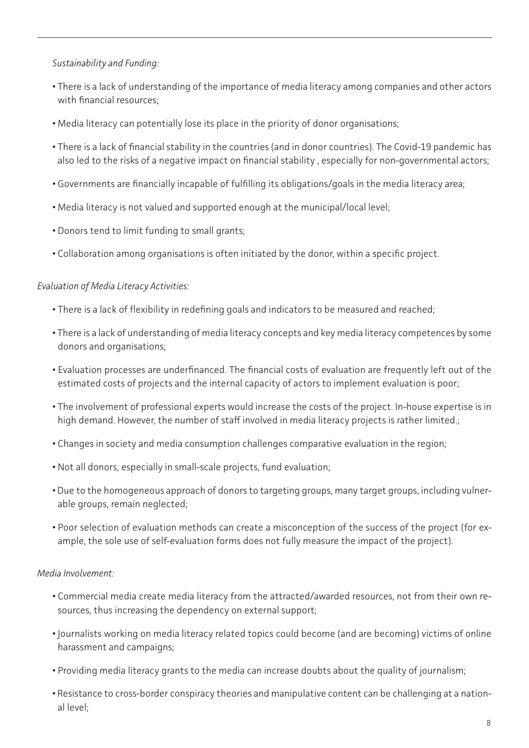*Sustainability and Funding:*

- There is a lack of understanding of the importance of media literacy among companies and other actors with financial resources;
- Media literacy can potentially lose its place in the priority of donor organisations;
- There is a lack of financial stability in the countries (and in donor countries). The Covid-19 pandemic has also led to the risks of a negative impact on financial stability , especially for non-governmental actors;
- Governments are financially incapable of fulfilling its obligations/goals in the media literacy area;
- Media literacy is not valued and supported enough at the municipal/local level;
- Donors tend to limit funding to small grants;
- Collaboration among organisations is often initiated by the donor, within a specific project.

*Evaluation of Media Literacy Activities:*

- There is a lack of flexibility in redefining goals and indicators to be measured and reached;
- There is a lack of understanding of media literacy concepts and key media literacy competences by some donors and organisations;
- Evaluation processes are underfinanced. The financial costs of evaluation are frequently left out of the estimated costs of projects and the internal capacity of actors to implement evaluation is poor;
- The involvement of professional experts would increase the costs of the project. In-house expertise is in high demand. However, the number of staff involved in media literacy projects is rather limited.;
- Changes in society and media consumption challenges comparative evaluation in the region;
- Not all donors, especially in small-scale projects, fund evaluation;
- Due to the homogeneous approach of donors to targeting groups, many target groups, including vulnerable groups, remain neglected;
- Poor selection of evaluation methods can create a misconception of the success of the project (for example, the sole use of self-evaluation forms does not fully measure the impact of the project).

*Media Involvement:*

- Commercial media create media literacy from the attracted/awarded resources, not from their own resources, thus increasing the dependency on external support;
- Journalists working on media literacy related topics could become (and are becoming) victims of online harassment and campaigns;
- Providing media literacy grants to the media can increase doubts about the quality of journalism;
- Resistance to cross-border conspiracy theories and manipulative content can be challenging at a national level;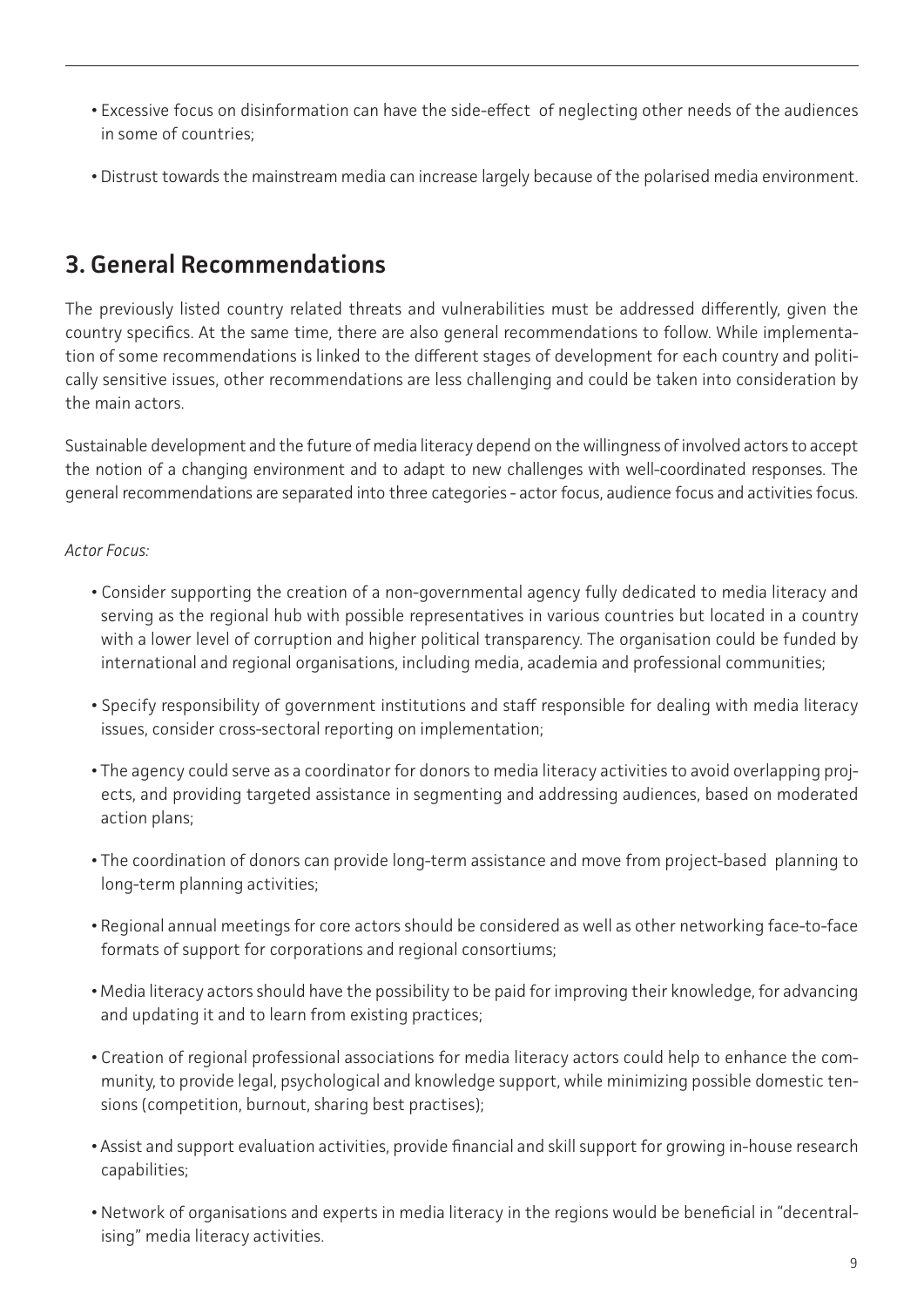- Excessive focus on disinformation can have the side-effect of neglecting other needs of the audiences in some of countries;

- Distrust towards the mainstream media can increase largely because of the polarised media environment.

## 3. General Recommendations

The previously listed country related threats and vulnerabilities must be addressed differently, given the country specifics. At the same time, there are also general recommendations to follow. While implementation of some recommendations is linked to the different stages of development for each country and politically sensitive issues, other recommendations are less challenging and could be taken into consideration by the main actors.

Sustainable development and the future of media literacy depend on the willingness of involved actors to accept the notion of a changing environment and to adapt to new challenges with well-coordinated responses. The general recommendations are separated into three categories - actor focus, audience focus and activities focus.

*Actor Focus:*

- Consider supporting the creation of a non-governmental agency fully dedicated to media literacy and serving as the regional hub with possible representatives in various countries but located in a country with a lower level of corruption and higher political transparency. The organisation could be funded by international and regional organisations, including media, academia and professional communities;

- Specify responsibility of government institutions and staff responsible for dealing with media literacy issues, consider cross-sectoral reporting on implementation;

- The agency could serve as a coordinator for donors to media literacy activities to avoid overlapping projects, and providing targeted assistance in segmenting and addressing audiences, based on moderated action plans;

- The coordination of donors can provide long-term assistance and move from project-based planning to long-term planning activities;

- Regional annual meetings for core actors should be considered as well as other networking face-to-face formats of support for corporations and regional consortiums;

- Media literacy actors should have the possibility to be paid for improving their knowledge, for advancing and updating it and to learn from existing practices;

- Creation of regional professional associations for media literacy actors could help to enhance the community, to provide legal, psychological and knowledge support, while minimizing possible domestic tensions (competition, burnout, sharing best practises);

- Assist and support evaluation activities, provide financial and skill support for growing in-house research capabilities;

- Network of organisations and experts in media literacy in the regions would be beneficial in "decentralising" media literacy activities.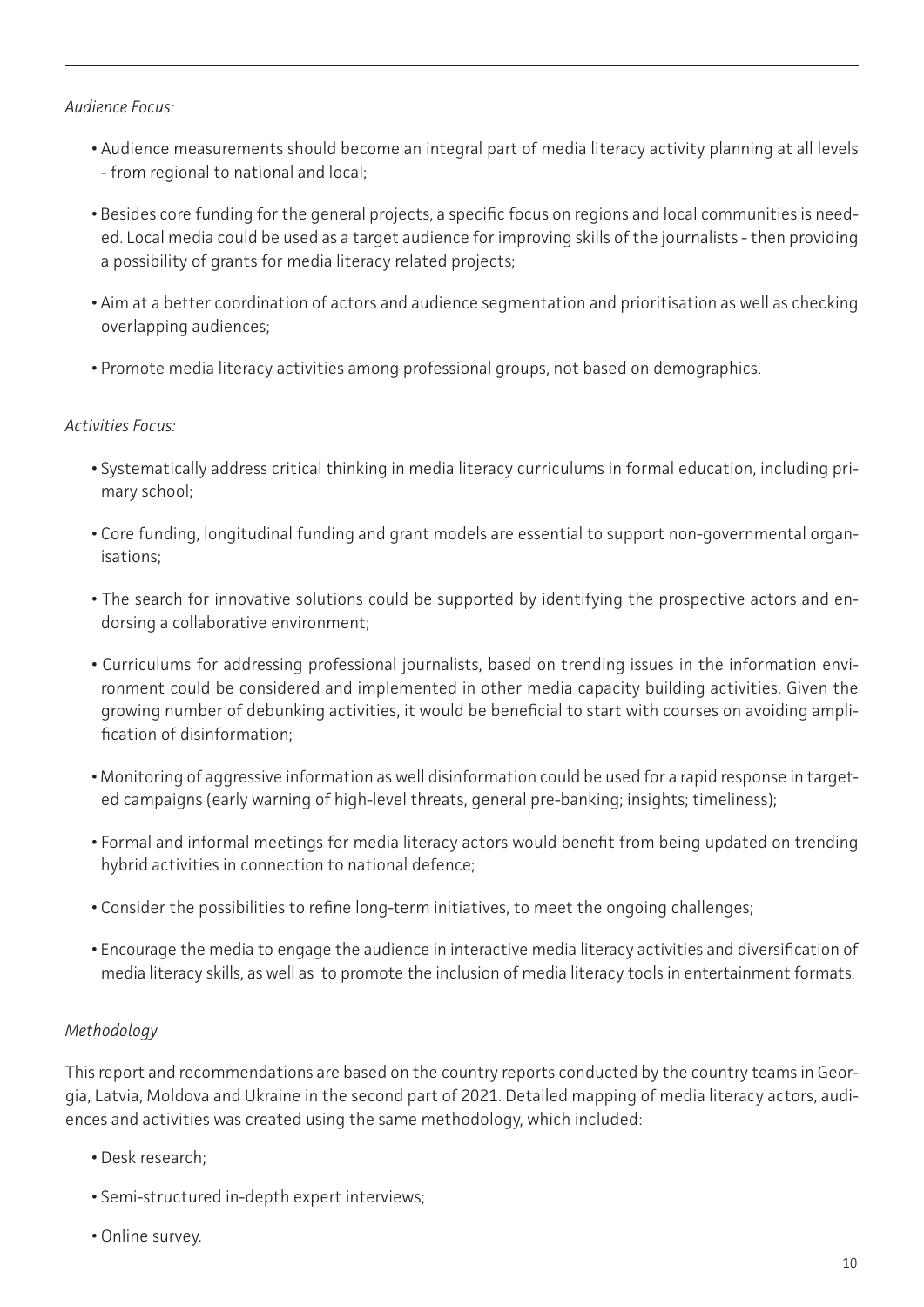*Audience Focus:*

- Audience measurements should become an integral part of media literacy activity planning at all levels - from regional to national and local;
- Besides core funding for the general projects, a specific focus on regions and local communities is needed. Local media could be used as a target audience for improving skills of the journalists - then providing a possibility of grants for media literacy related projects;
- Aim at a better coordination of actors and audience segmentation and prioritisation as well as checking overlapping audiences;
- Promote media literacy activities among professional groups, not based on demographics.

*Activities Focus:*

- Systematically address critical thinking in media literacy curriculums in formal education, including primary school;
- Core funding, longitudinal funding and grant models are essential to support non-governmental organisations;
- The search for innovative solutions could be supported by identifying the prospective actors and endorsing a collaborative environment;
- Curriculums for addressing professional journalists, based on trending issues in the information environment could be considered and implemented in other media capacity building activities. Given the growing number of debunking activities, it would be beneficial to start with courses on avoiding amplification of disinformation;
- Monitoring of aggressive information as well disinformation could be used for a rapid response in targeted campaigns (early warning of high-level threats, general pre-banking; insights; timeliness);
- Formal and informal meetings for media literacy actors would benefit from being updated on trending hybrid activities in connection to national defence;
- Consider the possibilities to refine long-term initiatives, to meet the ongoing challenges;
- Encourage the media to engage the audience in interactive media literacy activities and diversification of media literacy skills, as well as to promote the inclusion of media literacy tools in entertainment formats.

*Methodology*

This report and recommendations are based on the country reports conducted by the country teams in Georgia, Latvia, Moldova and Ukraine in the second part of 2021. Detailed mapping of media literacy actors, audiences and activities was created using the same methodology, which included:

- Desk research;
- Semi-structured in-depth expert interviews;
- Online survey.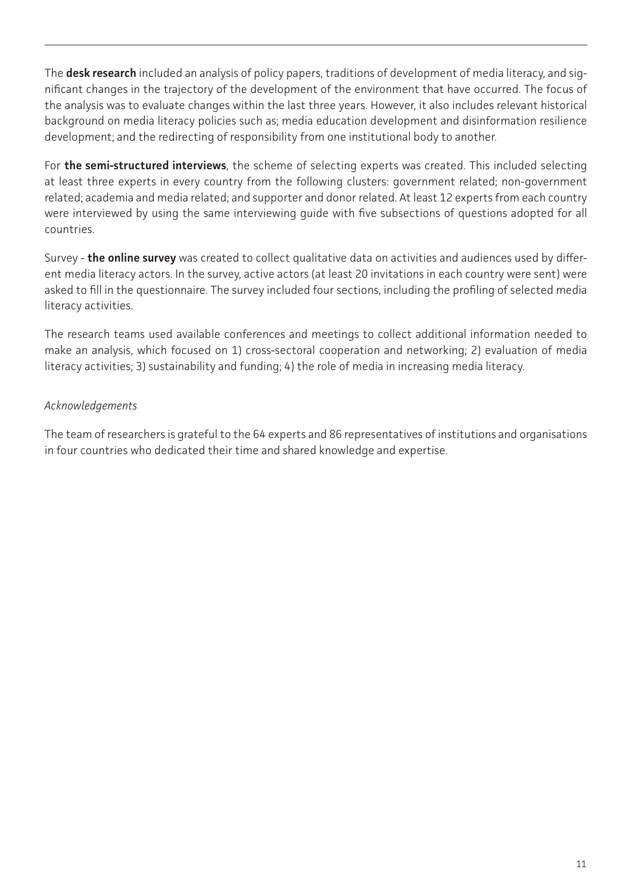The **desk research** included an analysis of policy papers, traditions of development of media literacy, and significant changes in the trajectory of the development of the environment that have occurred. The focus of the analysis was to evaluate changes within the last three years. However, it also includes relevant historical background on media literacy policies such as; media education development and disinformation resilience development; and the redirecting of responsibility from one institutional body to another.

For **the semi-structured interviews**, the scheme of selecting experts was created. This included selecting at least three experts in every country from the following clusters: government related; non-government related; academia and media related; and supporter and donor related. At least 12 experts from each country were interviewed by using the same interviewing guide with five subsections of questions adopted for all countries.

Survey - **the online survey** was created to collect qualitative data on activities and audiences used by different media literacy actors. In the survey, active actors (at least 20 invitations in each country were sent) were asked to fill in the questionnaire. The survey included four sections, including the profiling of selected media literacy activities.

The research teams used available conferences and meetings to collect additional information needed to make an analysis, which focused on 1) cross-sectoral cooperation and networking; 2) evaluation of media literacy activities; 3) sustainability and funding; 4) the role of media in increasing media literacy.

*Acknowledgements*

The team of researchers is grateful to the 64 experts and 86 representatives of institutions and organisations in four countries who dedicated their time and shared knowledge and expertise.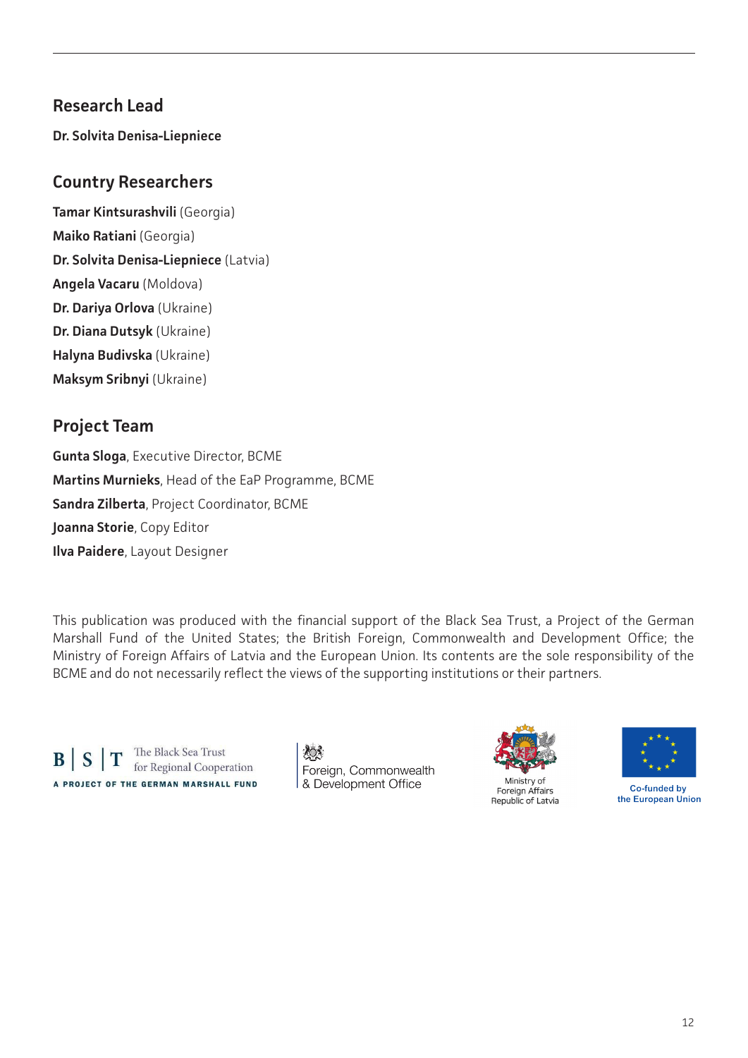## Research Lead

**Dr. Solvita Denisa-Liepniece**

## Country Researchers

**Tamar Kintsurashvili** (Georgia)
**Maiko Ratiani** (Georgia)
**Dr. Solvita Denisa-Liepniece** (Latvia)
**Angela Vacaru** (Moldova)
**Dr. Dariya Orlova** (Ukraine)
**Dr. Diana Dutsyk** (Ukraine)
**Halyna Budivska** (Ukraine)
**Maksym Sribnyi** (Ukraine)

## Project Team

**Gunta Sloga**, Executive Director, BCME
**Martins Murnieks**, Head of the EaP Programme, BCME
**Sandra Zilberta**, Project Coordinator, BCME
**Joanna Storie**, Copy Editor
**Ilva Paidere**, Layout Designer

This publication was produced with the financial support of the Black Sea Trust, a Project of the German Marshall Fund of the United States; the British Foreign, Commonwealth and Development Office; the Ministry of Foreign Affairs of Latvia and the European Union. Its contents are the sole responsibility of the BCME and do not necessarily reflect the views of the supporting institutions or their partners.

B | S | T The Black Sea Trust for Regional Cooperation
A PROJECT OF THE GERMAN MARSHALL FUND

Foreign, Commonwealth & Development Office

Ministry of Foreign Affairs Republic of Latvia

Co-funded by the European Union